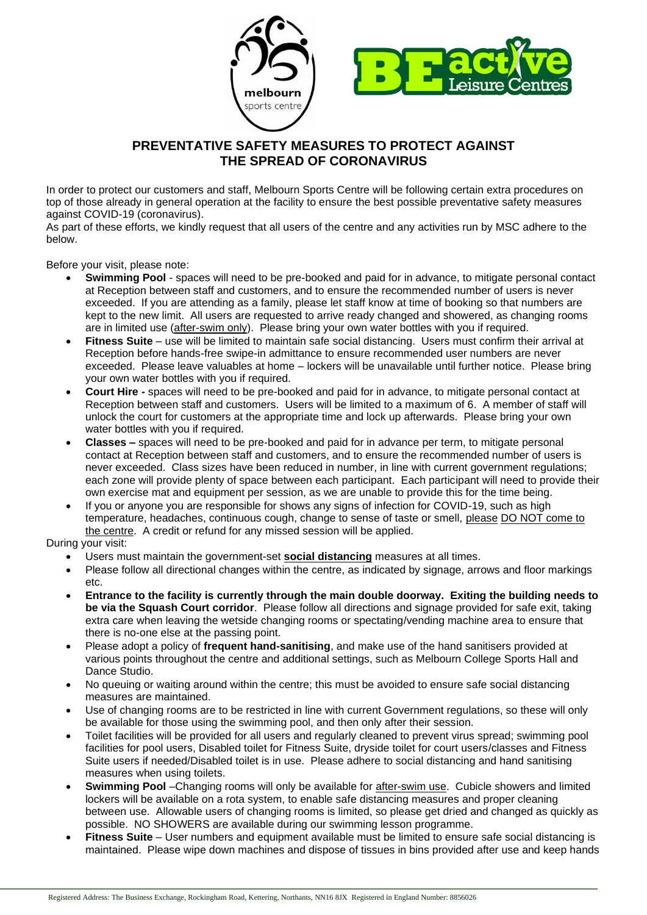## PREVENTATIVE SAFETY MEASURES TO PROTECT AGAINST THE SPREAD OF CORONAVIRUS

In order to protect our customers and staff, Melbourn Sports Centre will be following certain extra procedures on top of those already in general operation at the facility to ensure the best possible preventative safety measures against COVID-19 (coronavirus).

As part of these efforts, we kindly request that all users of the centre and any activities run by MSC adhere to the below.

Before your visit, please note:

- **Swimming Pool** - spaces will need to be pre-booked and paid for in advance, to mitigate personal contact at Reception between staff and customers, and to ensure the recommended number of users is never exceeded. If you are attending as a family, please let staff know at time of booking so that numbers are kept to the new limit. All users are requested to arrive ready changed and showered, as changing rooms are in limited use (after-swim only). Please bring your own water bottles with you if required.
- **Fitness Suite** – use will be limited to maintain safe social distancing. Users must confirm their arrival at Reception before hands-free swipe-in admittance to ensure recommended user numbers are never exceeded. Please leave valuables at home – lockers will be unavailable until further notice. Please bring your own water bottles with you if required.
- **Court Hire -** spaces will need to be pre-booked and paid for in advance, to mitigate personal contact at Reception between staff and customers. Users will be limited to a maximum of 6. A member of staff will unlock the court for customers at the appropriate time and lock up afterwards. Please bring your own water bottles with you if required.
- **Classes –** spaces will need to be pre-booked and paid for in advance per term, to mitigate personal contact at Reception between staff and customers, and to ensure the recommended number of users is never exceeded. Class sizes have been reduced in number, in line with current government regulations; each zone will provide plenty of space between each participant. Each participant will need to provide their own exercise mat and equipment per session, as we are unable to provide this for the time being.
- If you or anyone you are responsible for shows any signs of infection for COVID-19, such as high temperature, headaches, continuous cough, change to sense of taste or smell, please DO NOT come to the centre. A credit or refund for any missed session will be applied.

During your visit:

- Users must maintain the government-set **social distancing** measures at all times.
- Please follow all directional changes within the centre, as indicated by signage, arrows and floor markings etc.
- **Entrance to the facility is currently through the main double doorway. Exiting the building needs to be via the Squash Court corridor**. Please follow all directions and signage provided for safe exit, taking extra care when leaving the wetside changing rooms or spectating/vending machine area to ensure that there is no-one else at the passing point.
- Please adopt a policy of **frequent hand-sanitising**, and make use of the hand sanitisers provided at various points throughout the centre and additional settings, such as Melbourn College Sports Hall and Dance Studio.
- No queuing or waiting around within the centre; this must be avoided to ensure safe social distancing measures are maintained.
- Use of changing rooms are to be restricted in line with current Government regulations, so these will only be available for those using the swimming pool, and then only after their session.
- Toilet facilities will be provided for all users and regularly cleaned to prevent virus spread; swimming pool facilities for pool users, Disabled toilet for Fitness Suite, dryside toilet for court users/classes and Fitness Suite users if needed/Disabled toilet is in use. Please adhere to social distancing and hand sanitising measures when using toilets.
- **Swimming Pool** –Changing rooms will only be available for after-swim use. Cubicle showers and limited lockers will be available on a rota system, to enable safe distancing measures and proper cleaning between use. Allowable users of changing rooms is limited, so please get dried and changed as quickly as possible. NO SHOWERS are available during our swimming lesson programme.
- **Fitness Suite** – User numbers and equipment available must be limited to ensure safe social distancing is maintained. Please wipe down machines and dispose of tissues in bins provided after use and keep hands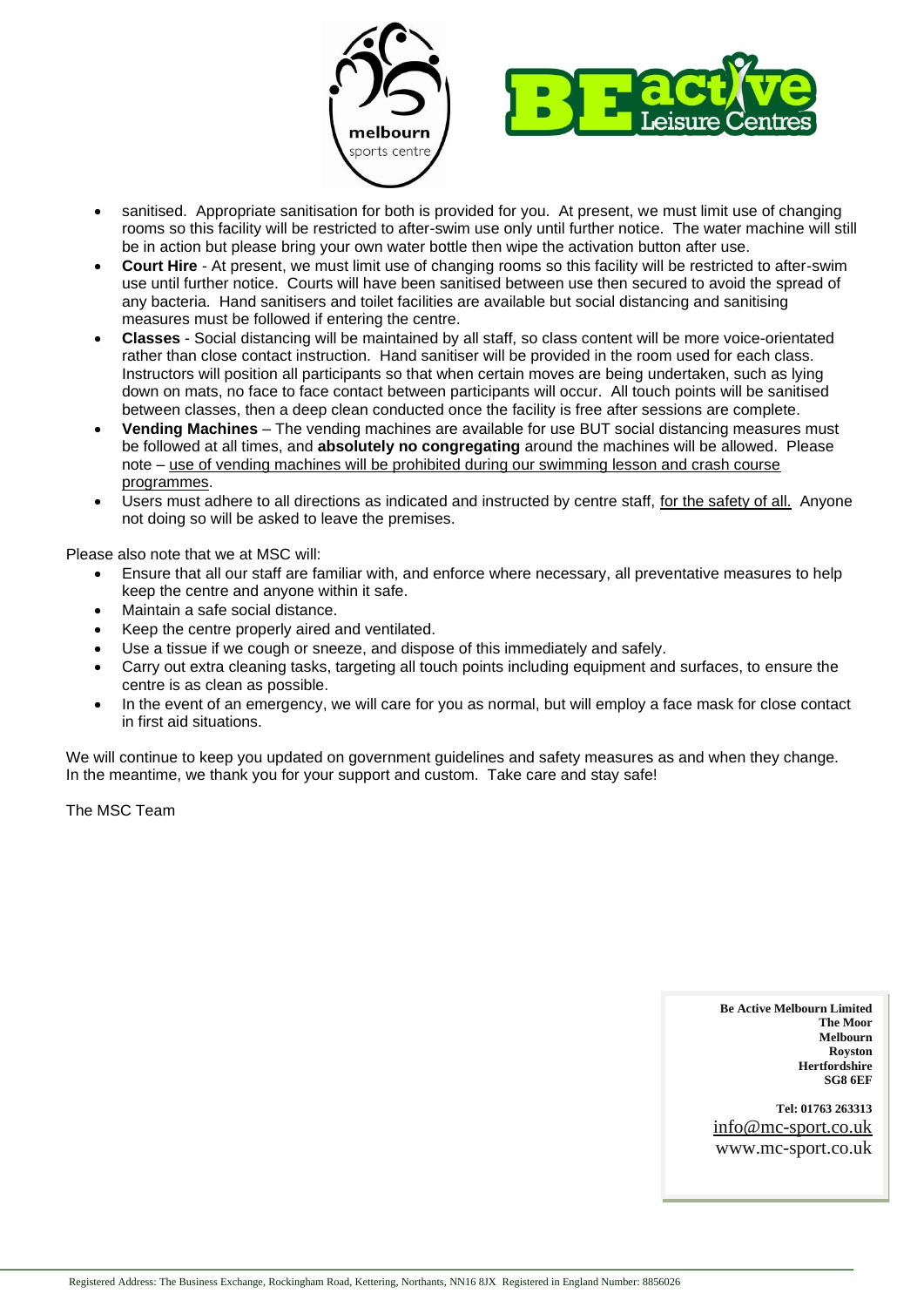- sanitised. Appropriate sanitisation for both is provided for you. At present, we must limit use of changing rooms so this facility will be restricted to after-swim use only until further notice. The water machine will still be in action but please bring your own water bottle then wipe the activation button after use.
- **Court Hire** - At present, we must limit use of changing rooms so this facility will be restricted to after-swim use until further notice. Courts will have been sanitised between use then secured to avoid the spread of any bacteria. Hand sanitisers and toilet facilities are available but social distancing and sanitising measures must be followed if entering the centre.
- **Classes** - Social distancing will be maintained by all staff, so class content will be more voice-orientated rather than close contact instruction. Hand sanitiser will be provided in the room used for each class. Instructors will position all participants so that when certain moves are being undertaken, such as lying down on mats, no face to face contact between participants will occur. All touch points will be sanitised between classes, then a deep clean conducted once the facility is free after sessions are complete.
- **Vending Machines** – The vending machines are available for use BUT social distancing measures must be followed at all times, and **absolutely no congregating** around the machines will be allowed. Please note – use of vending machines will be prohibited during our swimming lesson and crash course programmes.
- Users must adhere to all directions as indicated and instructed by centre staff, for the safety of all. Anyone not doing so will be asked to leave the premises.

Please also note that we at MSC will:

- Ensure that all our staff are familiar with, and enforce where necessary, all preventative measures to help keep the centre and anyone within it safe.
- Maintain a safe social distance.
- Keep the centre properly aired and ventilated.
- Use a tissue if we cough or sneeze, and dispose of this immediately and safely.
- Carry out extra cleaning tasks, targeting all touch points including equipment and surfaces, to ensure the centre is as clean as possible.
- In the event of an emergency, we will care for you as normal, but will employ a face mask for close contact in first aid situations.

We will continue to keep you updated on government guidelines and safety measures as and when they change. In the meantime, we thank you for your support and custom. Take care and stay safe!

The MSC Team

**Be Active Melbourn Limited**
**The Moor**
**Melbourn**
**Royston**
**Hertfordshire**
**SG8 6EF**

**Tel: 01763 263313**
info@mc-sport.co.uk
www.mc-sport.co.uk

Registered Address: The Business Exchange, Rockingham Road, Kettering, Northants, NN16 8JX Registered in England Number: 8856026